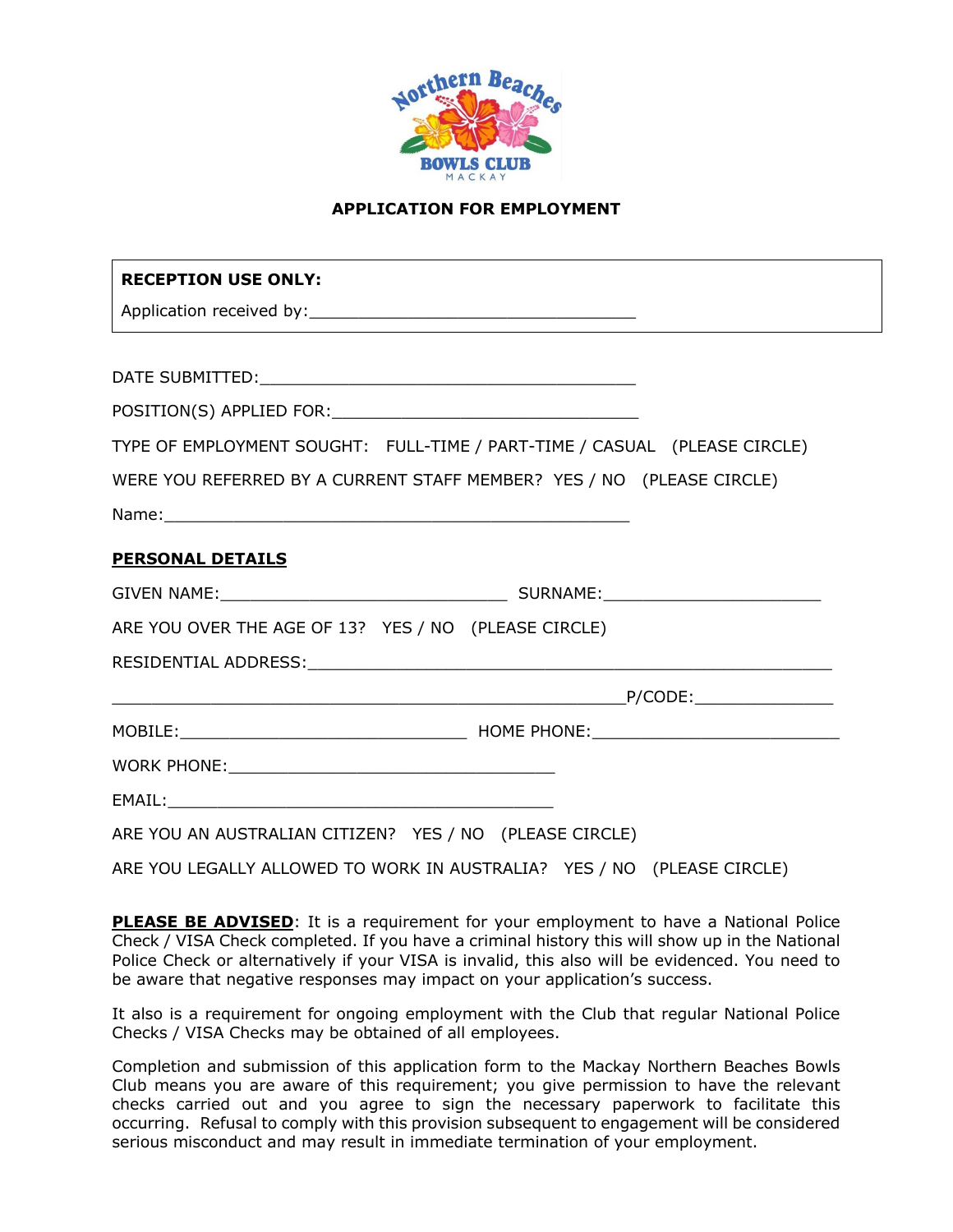Northern Beaches BOWLS CLUB MACKAY

# APPLICATION FOR EMPLOYMENT

**RECEPTION USE ONLY:**

Application received by:___________________________________

DATE SUBMITTED:________________________________________

POSITION(S) APPLIED FOR:________________________________

TYPE OF EMPLOYMENT SOUGHT: FULL-TIME / PART-TIME / CASUAL (PLEASE CIRCLE)

WERE YOU REFERRED BY A CURRENT STAFF MEMBER? YES / NO (PLEASE CIRCLE)

Name:_________________________________________________

## PERSONAL DETAILS

GIVEN NAME:______________________________ SURNAME:_______________________

ARE YOU OVER THE AGE OF 13? YES / NO (PLEASE CIRCLE)

RESIDENTIAL ADDRESS:_______________________________________________________

______________________________________________________P/CODE:______________

MOBILE:______________________________ HOME PHONE:__________________________

WORK PHONE:__________________________________

EMAIL:_________________________________________

ARE YOU AN AUSTRALIAN CITIZEN? YES / NO (PLEASE CIRCLE)

ARE YOU LEGALLY ALLOWED TO WORK IN AUSTRALIA? YES / NO (PLEASE CIRCLE)

**PLEASE BE ADVISED**: It is a requirement for your employment to have a National Police Check / VISA Check completed. If you have a criminal history this will show up in the National Police Check or alternatively if your VISA is invalid, this also will be evidenced. You need to be aware that negative responses may impact on your application's success.

It also is a requirement for ongoing employment with the Club that regular National Police Checks / VISA Checks may be obtained of all employees.

Completion and submission of this application form to the Mackay Northern Beaches Bowls Club means you are aware of this requirement; you give permission to have the relevant checks carried out and you agree to sign the necessary paperwork to facilitate this occurring. Refusal to comply with this provision subsequent to engagement will be considered serious misconduct and may result in immediate termination of your employment.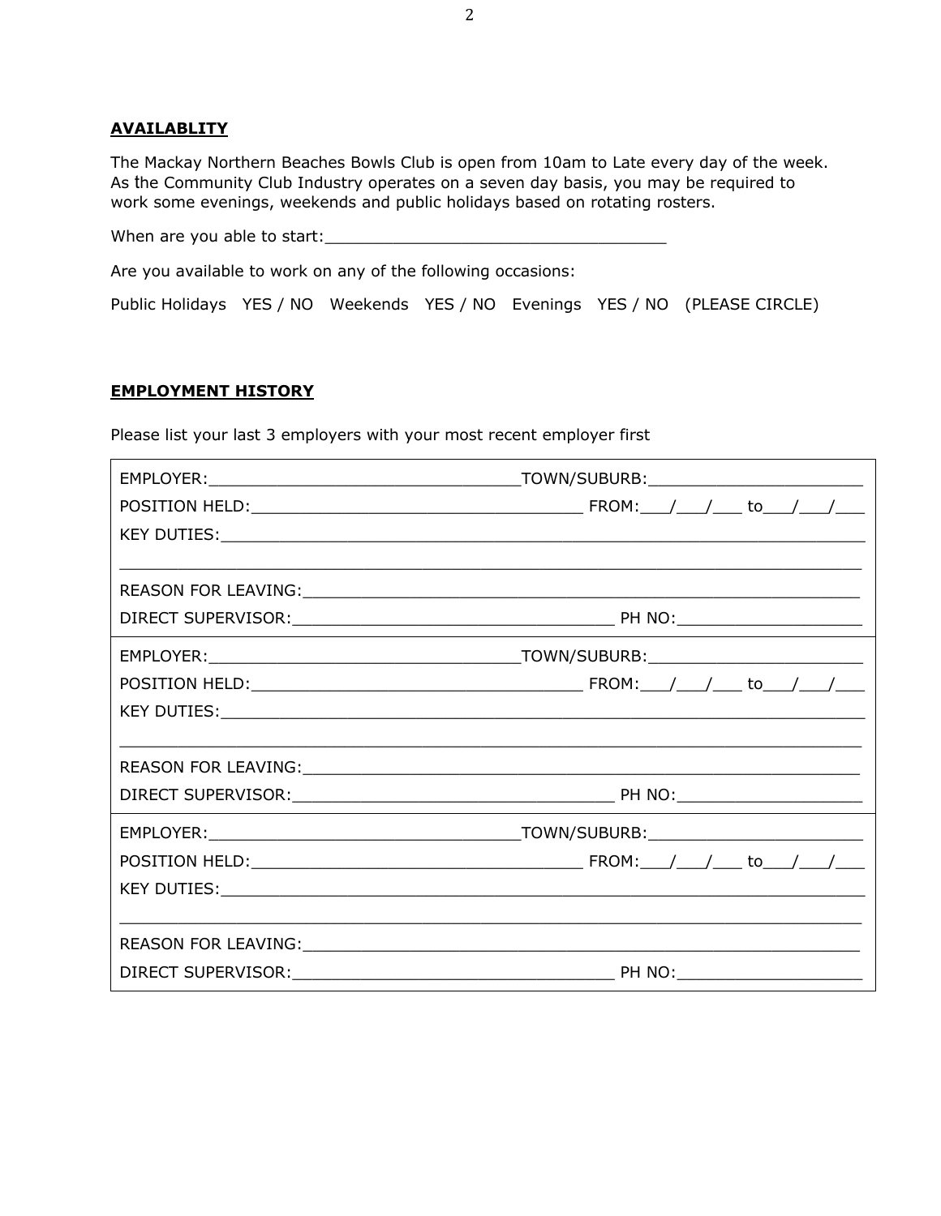## AVAILABLITY

The Mackay Northern Beaches Bowls Club is open from 10am to Late every day of the week. As the Community Club Industry operates on a seven day basis, you may be required to work some evenings, weekends and public holidays based on rotating rosters.

When are you able to start:___________________________________

Are you available to work on any of the following occasions:

Public Holidays YES / NO  Weekends YES / NO  Evenings YES / NO  (PLEASE CIRCLE)

## EMPLOYMENT HISTORY

Please list your last 3 employers with your most recent employer first

EMPLOYER:_______________________________ TOWN/SUBURB:______________________

POSITION HELD:________________________________ FROM:___/___/___ to___/___/___

KEY DUTIES:_______________________________________________________________

__________________________________________________________________________

REASON FOR LEAVING:____________________________________________________

DIRECT SUPERVISOR:________________________________ PH NO:__________________

EMPLOYER:_______________________________ TOWN/SUBURB:______________________

POSITION HELD:________________________________ FROM:___/___/___ to___/___/___

KEY DUTIES:_______________________________________________________________

__________________________________________________________________________

REASON FOR LEAVING:____________________________________________________

DIRECT SUPERVISOR:________________________________ PH NO:__________________

EMPLOYER:_______________________________ TOWN/SUBURB:______________________

POSITION HELD:________________________________ FROM:___/___/___ to___/___/___

KEY DUTIES:_______________________________________________________________

__________________________________________________________________________

REASON FOR LEAVING:____________________________________________________

DIRECT SUPERVISOR:________________________________ PH NO:__________________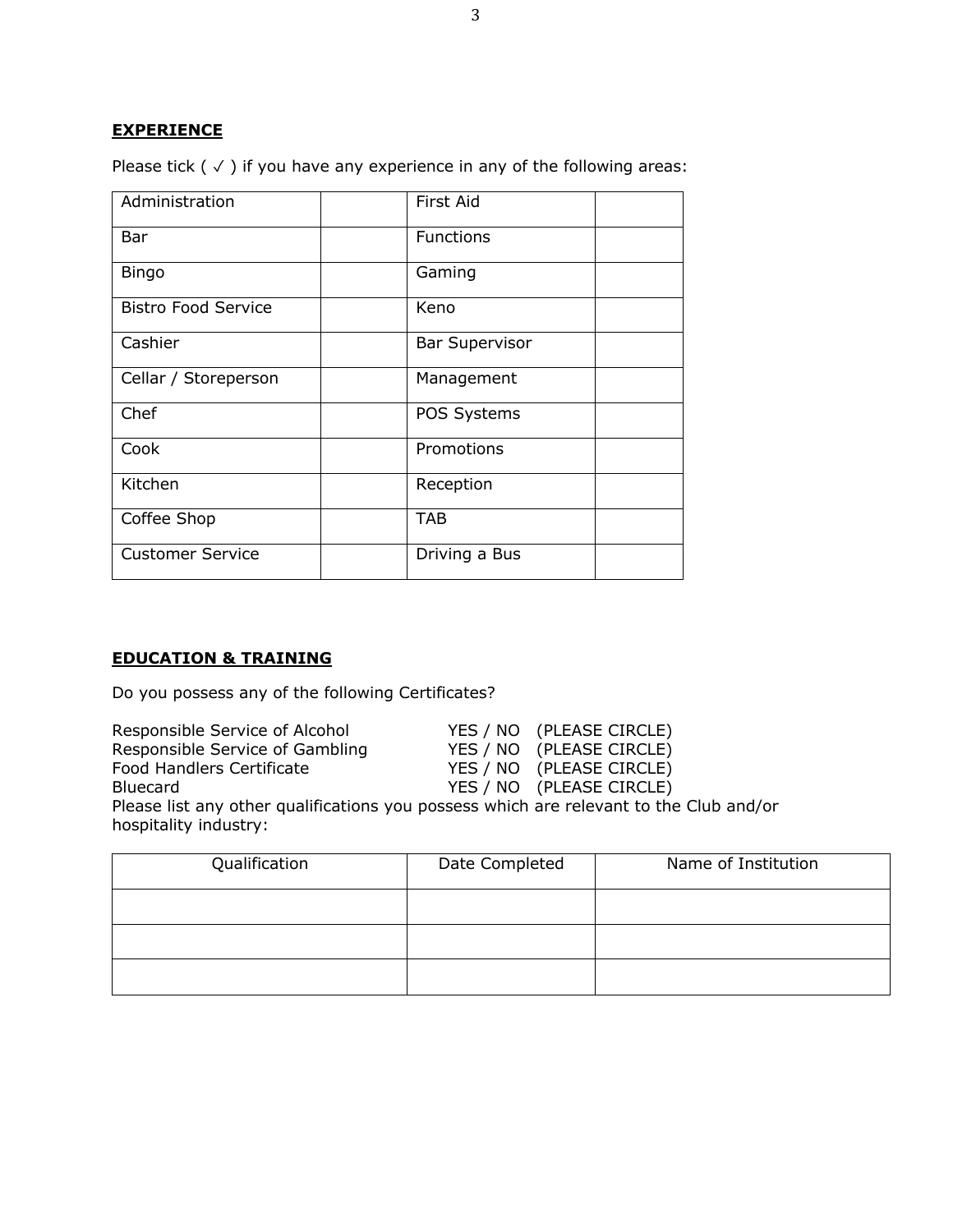## EXPERIENCE

Please tick ( ✓ ) if you have any experience in any of the following areas:

| Administration | | First Aid | |
|---|---|---|---|
| Bar | | Functions | |
| Bingo | | Gaming | |
| Bistro Food Service | | Keno | |
| Cashier | | Bar Supervisor | |
| Cellar / Storeperson | | Management | |
| Chef | | POS Systems | |
| Cook | | Promotions | |
| Kitchen | | Reception | |
| Coffee Shop | | TAB | |
| Customer Service | | Driving a Bus | |

## EDUCATION & TRAINING

Do you possess any of the following Certificates?

Responsible Service of Alcohol YES / NO (PLEASE CIRCLE)
Responsible Service of Gambling YES / NO (PLEASE CIRCLE)
Food Handlers Certificate YES / NO (PLEASE CIRCLE)
Bluecard YES / NO (PLEASE CIRCLE)

Please list any other qualifications you possess which are relevant to the Club and/or hospitality industry:

| Qualification | Date Completed | Name of Institution |
|---|---|---|
| | | |
| | | |
| | | |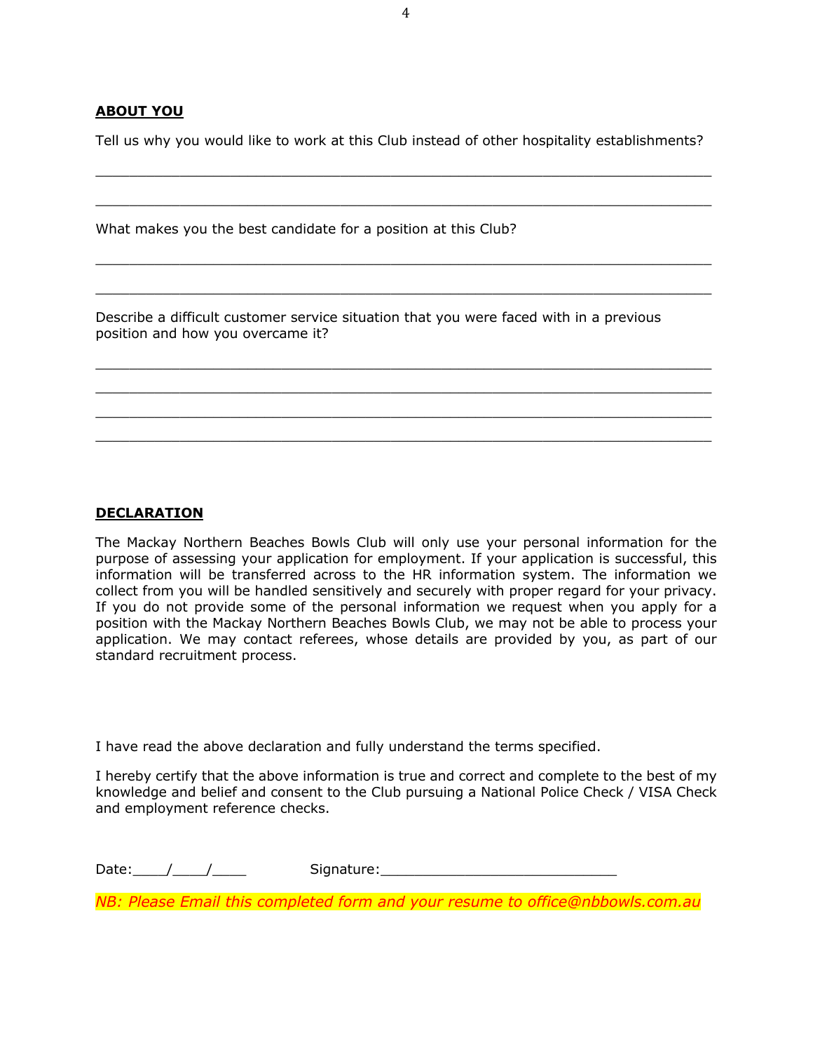## ABOUT YOU

Tell us why you would like to work at this Club instead of other hospitality establishments?

___________________________________________________________________________

___________________________________________________________________________

What makes you the best candidate for a position at this Club?

___________________________________________________________________________

___________________________________________________________________________

Describe a difficult customer service situation that you were faced with in a previous position and how you overcame it?

___________________________________________________________________________

___________________________________________________________________________

___________________________________________________________________________

___________________________________________________________________________

## DECLARATION

The Mackay Northern Beaches Bowls Club will only use your personal information for the purpose of assessing your application for employment. If your application is successful, this information will be transferred across to the HR information system. The information we collect from you will be handled sensitively and securely with proper regard for your privacy. If you do not provide some of the personal information we request when you apply for a position with the Mackay Northern Beaches Bowls Club, we may not be able to process your application. We may contact referees, whose details are provided by you, as part of our standard recruitment process.

I have read the above declaration and fully understand the terms specified.

I hereby certify that the above information is true and correct and complete to the best of my knowledge and belief and consent to the Club pursuing a National Police Check / VISA Check and employment reference checks.

Date:____/____/____ Signature:____________________________

*NB: Please Email this completed form and your resume to office@nbbowls.com.au*